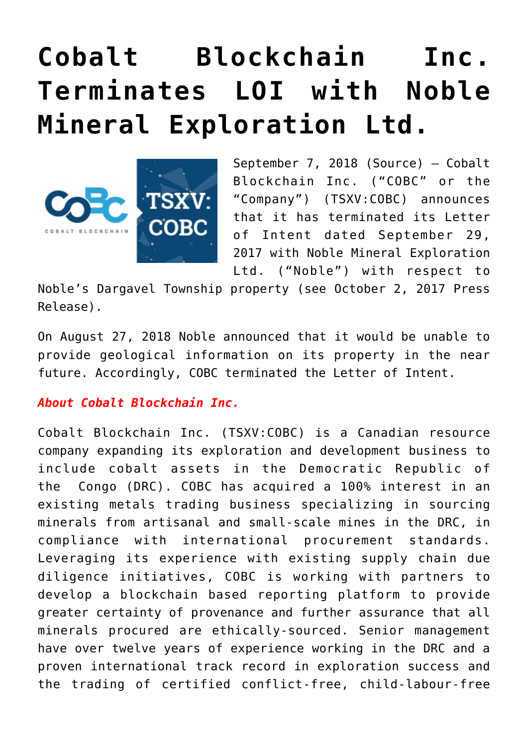# Cobalt Blockchain Inc. Terminates LOI with Noble Mineral Exploration Ltd.

September 7, 2018 (Source) — Cobalt Blockchain Inc. ("COBC" or the "Company") (TSXV:COBC) announces that it has terminated its Letter of Intent dated September 29, 2017 with Noble Mineral Exploration Ltd. ("Noble") with respect to Noble's Dargavel Township property (see October 2, 2017 Press Release).

On August 27, 2018 Noble announced that it would be unable to provide geological information on its property in the near future. Accordingly, COBC terminated the Letter of Intent.

***About Cobalt Blockchain Inc.***

Cobalt Blockchain Inc. (TSXV:COBC) is a Canadian resource company expanding its exploration and development business to include cobalt assets in the Democratic Republic of the Congo (DRC). COBC has acquired a 100% interest in an existing metals trading business specializing in sourcing minerals from artisanal and small-scale mines in the DRC, in compliance with international procurement standards. Leveraging its experience with existing supply chain due diligence initiatives, COBC is working with partners to develop a blockchain based reporting platform to provide greater certainty of provenance and further assurance that all minerals procured are ethically-sourced. Senior management have over twelve years of experience working in the DRC and a proven international track record in exploration success and the trading of certified conflict-free, child-labour-free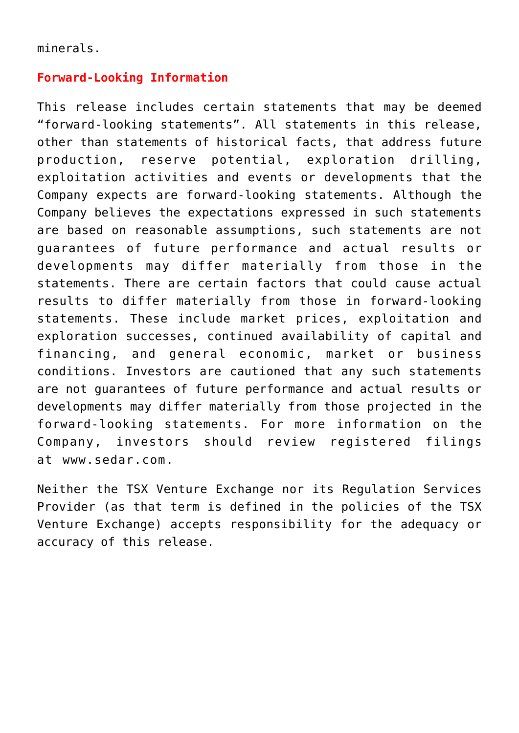minerals.

## Forward-Looking Information

This release includes certain statements that may be deemed "forward-looking statements". All statements in this release, other than statements of historical facts, that address future production, reserve potential, exploration drilling, exploitation activities and events or developments that the Company expects are forward-looking statements. Although the Company believes the expectations expressed in such statements are based on reasonable assumptions, such statements are not guarantees of future performance and actual results or developments may differ materially from those in the statements. There are certain factors that could cause actual results to differ materially from those in forward-looking statements. These include market prices, exploitation and exploration successes, continued availability of capital and financing, and general economic, market or business conditions. Investors are cautioned that any such statements are not guarantees of future performance and actual results or developments may differ materially from those projected in the forward-looking statements. For more information on the Company, investors should review registered filings at www.sedar.com.

Neither the TSX Venture Exchange nor its Regulation Services Provider (as that term is defined in the policies of the TSX Venture Exchange) accepts responsibility for the adequacy or accuracy of this release.